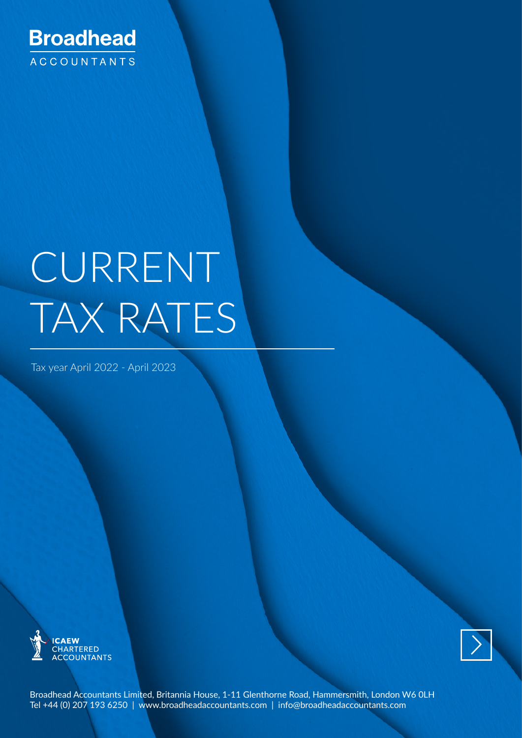**Broadhead**
ACCOUNTANTS

# CURRENT TAX RATES

Tax year April 2022 - April 2023

ICAEW
CHARTERED
ACCOUNTANTS

Broadhead Accountants Limited, Britannia House, 1-11 Glenthorne Road, Hammersmith, London W6 0LH
Tel +44 (0) 207 193 6250 | www.broadheadaccountants.com | info@broadheadaccountants.com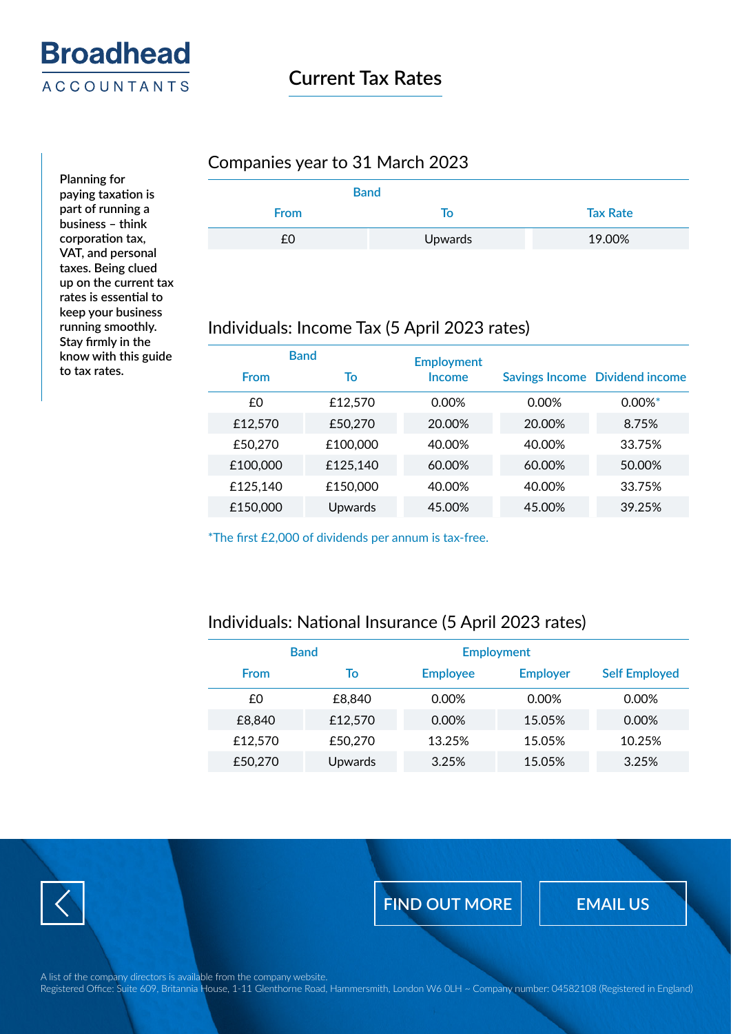# Broadhead ACCOUNTANTS

## Current Tax Rates

Planning for paying taxation is part of running a business – think corporation tax, VAT, and personal taxes. Being clued up on the current tax rates is essential to keep your business running smoothly. Stay firmly in the know with this guide to tax rates.

### Companies year to 31 March 2023

| Band | | |
|---|---|---|
| From | To | Tax Rate |
| £0 | Upwards | 19.00% |

### Individuals: Income Tax (5 April 2023 rates)

| Band | | | | |
|---|---|---|---|---|
| From | To | Employment Income | Savings Income | Dividend income |
| £0 | £12,570 | 0.00% | 0.00% | 0.00%* |
| £12,570 | £50,270 | 20.00% | 20.00% | 8.75% |
| £50,270 | £100,000 | 40.00% | 40.00% | 33.75% |
| £100,000 | £125,140 | 60.00% | 60.00% | 50.00% |
| £125,140 | £150,000 | 40.00% | 40.00% | 33.75% |
| £150,000 | Upwards | 45.00% | 45.00% | 39.25% |

*The first £2,000 of dividends per annum is tax-free.

### Individuals: National Insurance (5 April 2023 rates)

| Band | | Employment | | |
|---|---|---|---|---|
| From | To | Employee | Employer | Self Employed |
| £0 | £8,840 | 0.00% | 0.00% | 0.00% |
| £8,840 | £12,570 | 0.00% | 15.05% | 0.00% |
| £12,570 | £50,270 | 13.25% | 15.05% | 10.25% |
| £50,270 | Upwards | 3.25% | 15.05% | 3.25% |

FIND OUT MORE

EMAIL US

A list of the company directors is available from the company website.
Registered Office: Suite 609, Britannia House, 1-11 Glenthorne Road, Hammersmith, London W6 0LH ~ Company number: 04582108 (Registered in England)